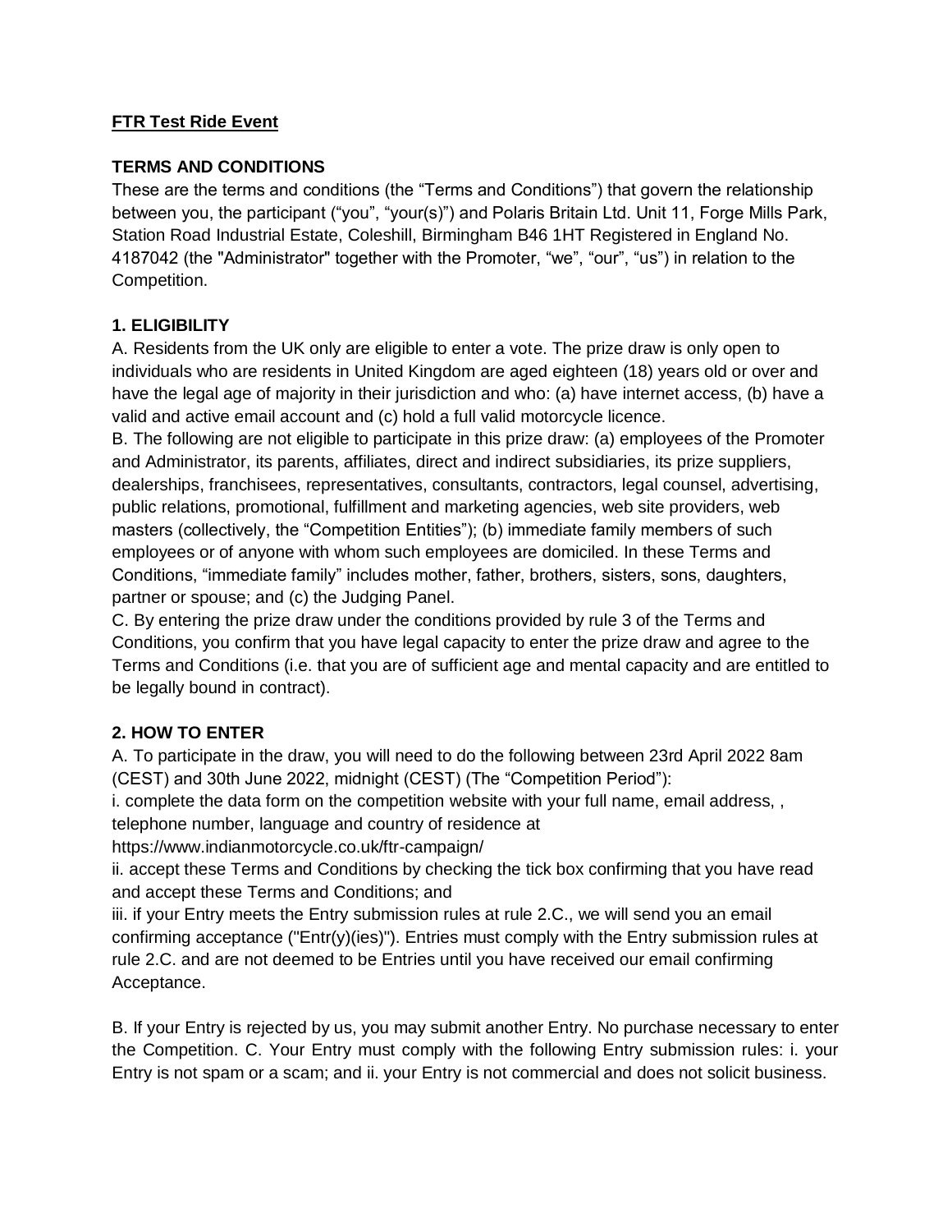**FTR Test Ride Event**

**TERMS AND CONDITIONS**

These are the terms and conditions (the "Terms and Conditions") that govern the relationship between you, the participant ("you", "your(s)") and Polaris Britain Ltd. Unit 11, Forge Mills Park, Station Road Industrial Estate, Coleshill, Birmingham B46 1HT Registered in England No. 4187042 (the "Administrator" together with the Promoter, "we", "our", "us") in relation to the Competition.

**1. ELIGIBILITY**

A. Residents from the UK only are eligible to enter a vote. The prize draw is only open to individuals who are residents in United Kingdom are aged eighteen (18) years old or over and have the legal age of majority in their jurisdiction and who: (a) have internet access, (b) have a valid and active email account and (c) hold a full valid motorcycle licence.

B. The following are not eligible to participate in this prize draw: (a) employees of the Promoter and Administrator, its parents, affiliates, direct and indirect subsidiaries, its prize suppliers, dealerships, franchisees, representatives, consultants, contractors, legal counsel, advertising, public relations, promotional, fulfillment and marketing agencies, web site providers, web masters (collectively, the "Competition Entities"); (b) immediate family members of such employees or of anyone with whom such employees are domiciled. In these Terms and Conditions, "immediate family" includes mother, father, brothers, sisters, sons, daughters, partner or spouse; and (c) the Judging Panel.

C. By entering the prize draw under the conditions provided by rule 3 of the Terms and Conditions, you confirm that you have legal capacity to enter the prize draw and agree to the Terms and Conditions (i.e. that you are of sufficient age and mental capacity and are entitled to be legally bound in contract).

**2. HOW TO ENTER**

A. To participate in the draw, you will need to do the following between 23rd April 2022 8am (CEST) and 30th June 2022, midnight (CEST) (The "Competition Period"):

i. complete the data form on the competition website with your full name, email address, , telephone number, language and country of residence at https://www.indianmotorcycle.co.uk/ftr-campaign/

ii. accept these Terms and Conditions by checking the tick box confirming that you have read and accept these Terms and Conditions; and

iii. if your Entry meets the Entry submission rules at rule 2.C., we will send you an email confirming acceptance ("Entr(y)(ies)"). Entries must comply with the Entry submission rules at rule 2.C. and are not deemed to be Entries until you have received our email confirming Acceptance.

B. If your Entry is rejected by us, you may submit another Entry. No purchase necessary to enter the Competition. C. Your Entry must comply with the following Entry submission rules: i. your Entry is not spam or a scam; and ii. your Entry is not commercial and does not solicit business.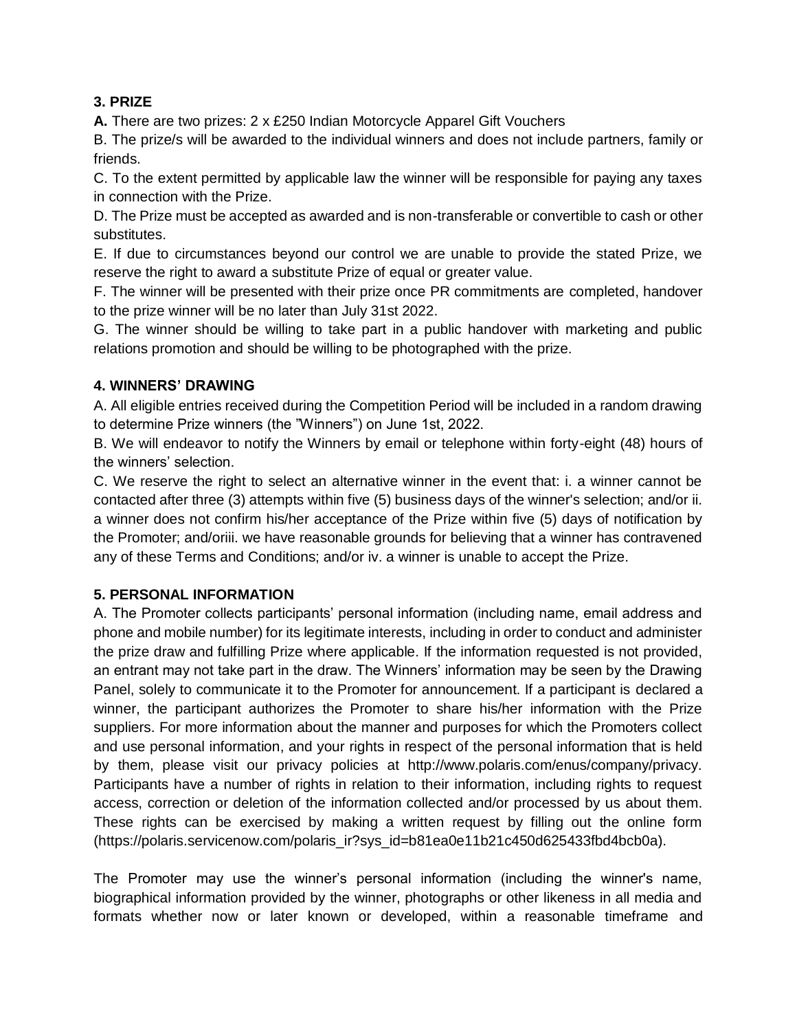### 3. PRIZE

**A.** There are two prizes: 2 x £250 Indian Motorcycle Apparel Gift Vouchers

B. The prize/s will be awarded to the individual winners and does not include partners, family or friends.

C. To the extent permitted by applicable law the winner will be responsible for paying any taxes in connection with the Prize.

D. The Prize must be accepted as awarded and is non-transferable or convertible to cash or other substitutes.

E. If due to circumstances beyond our control we are unable to provide the stated Prize, we reserve the right to award a substitute Prize of equal or greater value.

F. The winner will be presented with their prize once PR commitments are completed, handover to the prize winner will be no later than July 31st 2022.

G. The winner should be willing to take part in a public handover with marketing and public relations promotion and should be willing to be photographed with the prize.

### 4. WINNERS' DRAWING

A. All eligible entries received during the Competition Period will be included in a random drawing to determine Prize winners (the "Winners") on June 1st, 2022.

B. We will endeavor to notify the Winners by email or telephone within forty-eight (48) hours of the winners' selection.

C. We reserve the right to select an alternative winner in the event that: i. a winner cannot be contacted after three (3) attempts within five (5) business days of the winner's selection; and/or ii. a winner does not confirm his/her acceptance of the Prize within five (5) days of notification by the Promoter; and/oriii. we have reasonable grounds for believing that a winner has contravened any of these Terms and Conditions; and/or iv. a winner is unable to accept the Prize.

### 5. PERSONAL INFORMATION

A. The Promoter collects participants' personal information (including name, email address and phone and mobile number) for its legitimate interests, including in order to conduct and administer the prize draw and fulfilling Prize where applicable. If the information requested is not provided, an entrant may not take part in the draw. The Winners' information may be seen by the Drawing Panel, solely to communicate it to the Promoter for announcement. If a participant is declared a winner, the participant authorizes the Promoter to share his/her information with the Prize suppliers. For more information about the manner and purposes for which the Promoters collect and use personal information, and your rights in respect of the personal information that is held by them, please visit our privacy policies at http://www.polaris.com/enus/company/privacy. Participants have a number of rights in relation to their information, including rights to request access, correction or deletion of the information collected and/or processed by us about them. These rights can be exercised by making a written request by filling out the online form (https://polaris.servicenow.com/polaris_ir?sys_id=b81ea0e11b21c450d625433fbd4bcb0a).

The Promoter may use the winner's personal information (including the winner's name, biographical information provided by the winner, photographs or other likeness in all media and formats whether now or later known or developed, within a reasonable timeframe and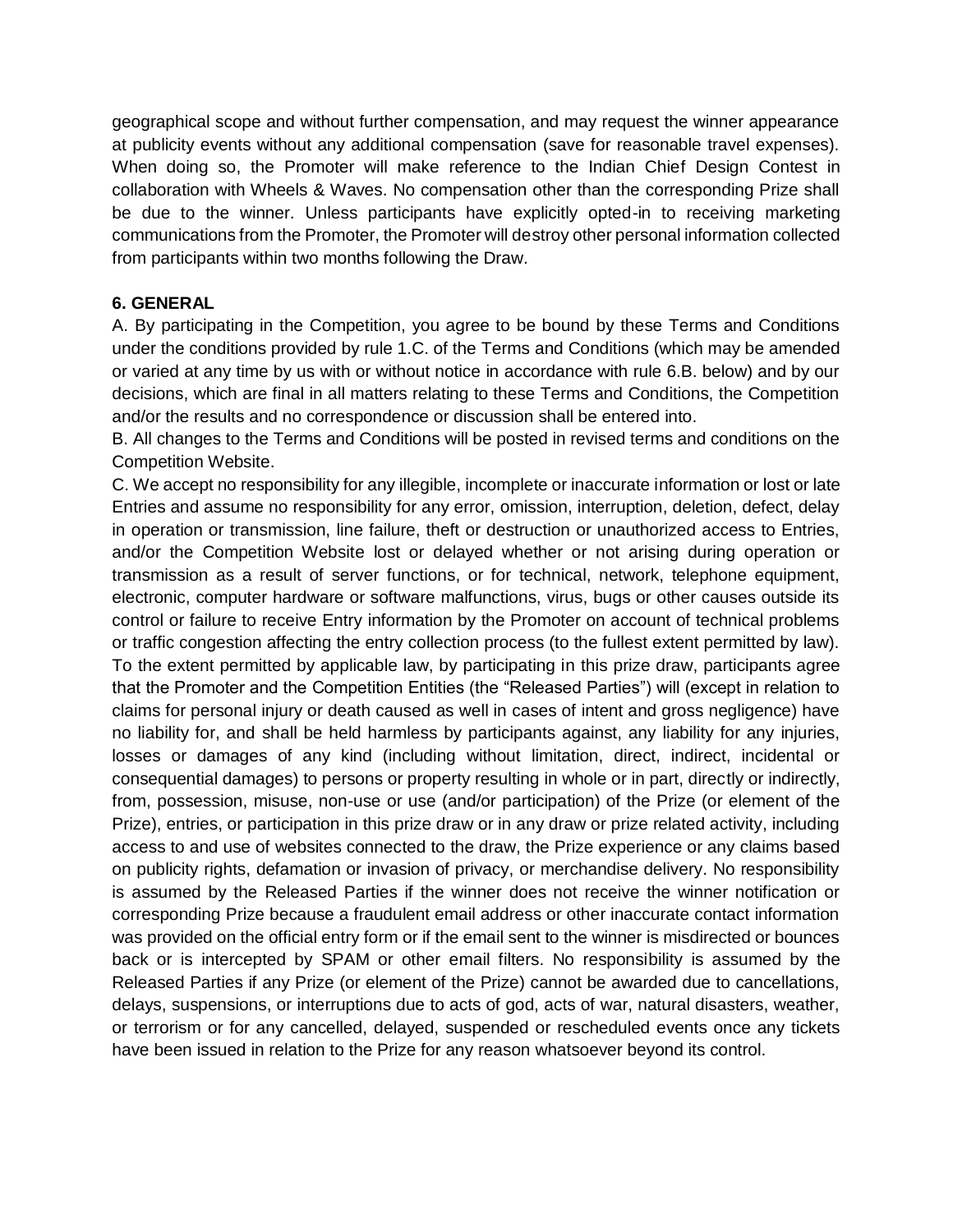geographical scope and without further compensation, and may request the winner appearance at publicity events without any additional compensation (save for reasonable travel expenses). When doing so, the Promoter will make reference to the Indian Chief Design Contest in collaboration with Wheels & Waves. No compensation other than the corresponding Prize shall be due to the winner. Unless participants have explicitly opted-in to receiving marketing communications from the Promoter, the Promoter will destroy other personal information collected from participants within two months following the Draw.

**6. GENERAL**

A. By participating in the Competition, you agree to be bound by these Terms and Conditions under the conditions provided by rule 1.C. of the Terms and Conditions (which may be amended or varied at any time by us with or without notice in accordance with rule 6.B. below) and by our decisions, which are final in all matters relating to these Terms and Conditions, the Competition and/or the results and no correspondence or discussion shall be entered into.

B. All changes to the Terms and Conditions will be posted in revised terms and conditions on the Competition Website.

C. We accept no responsibility for any illegible, incomplete or inaccurate information or lost or late Entries and assume no responsibility for any error, omission, interruption, deletion, defect, delay in operation or transmission, line failure, theft or destruction or unauthorized access to Entries, and/or the Competition Website lost or delayed whether or not arising during operation or transmission as a result of server functions, or for technical, network, telephone equipment, electronic, computer hardware or software malfunctions, virus, bugs or other causes outside its control or failure to receive Entry information by the Promoter on account of technical problems or traffic congestion affecting the entry collection process (to the fullest extent permitted by law). To the extent permitted by applicable law, by participating in this prize draw, participants agree that the Promoter and the Competition Entities (the "Released Parties") will (except in relation to claims for personal injury or death caused as well in cases of intent and gross negligence) have no liability for, and shall be held harmless by participants against, any liability for any injuries, losses or damages of any kind (including without limitation, direct, indirect, incidental or consequential damages) to persons or property resulting in whole or in part, directly or indirectly, from, possession, misuse, non-use or use (and/or participation) of the Prize (or element of the Prize), entries, or participation in this prize draw or in any draw or prize related activity, including access to and use of websites connected to the draw, the Prize experience or any claims based on publicity rights, defamation or invasion of privacy, or merchandise delivery. No responsibility is assumed by the Released Parties if the winner does not receive the winner notification or corresponding Prize because a fraudulent email address or other inaccurate contact information was provided on the official entry form or if the email sent to the winner is misdirected or bounces back or is intercepted by SPAM or other email filters. No responsibility is assumed by the Released Parties if any Prize (or element of the Prize) cannot be awarded due to cancellations, delays, suspensions, or interruptions due to acts of god, acts of war, natural disasters, weather, or terrorism or for any cancelled, delayed, suspended or rescheduled events once any tickets have been issued in relation to the Prize for any reason whatsoever beyond its control.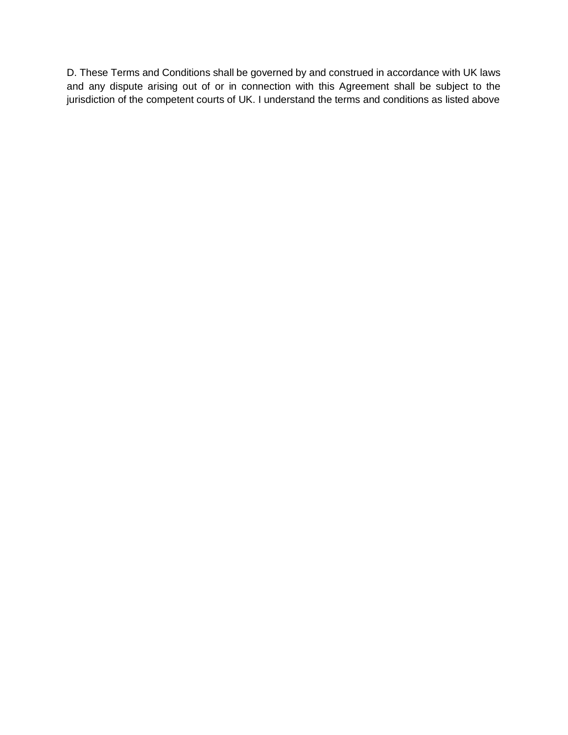D. These Terms and Conditions shall be governed by and construed in accordance with UK laws and any dispute arising out of or in connection with this Agreement shall be subject to the jurisdiction of the competent courts of UK. I understand the terms and conditions as listed above